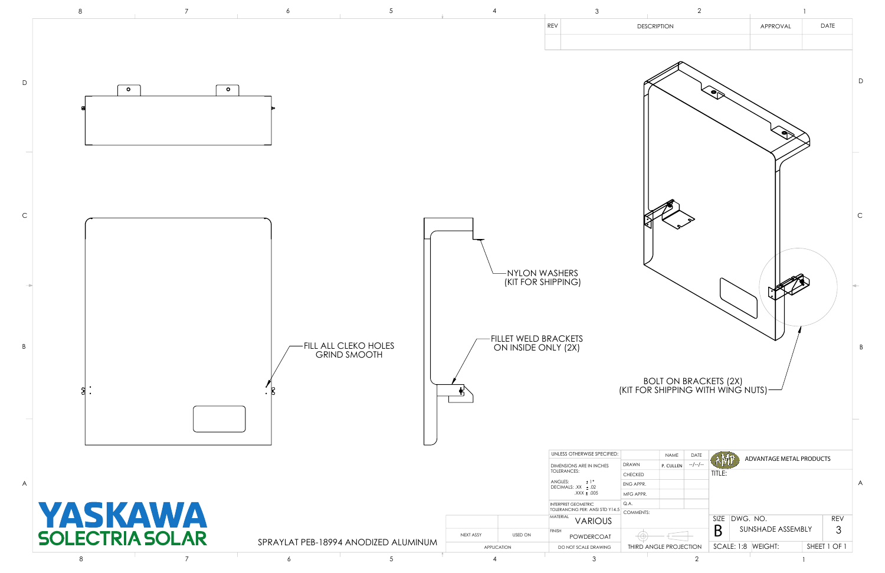| REV | DESCRIPTION | APPROVAL | DATE |
|---|---|---|---|
| | | | |

NYLON WASHERS
(KIT FOR SHIPPING)

FILL ALL CLEKO HOLES
GRIND SMOOTH

FILLET WELD BRACKETS
ON INSIDE ONLY (2X)

BOLT ON BRACKETS (2X)
(KIT FOR SHIPPING WITH WING NUTS)

YASKAWA
SOLECTRIA SOLAR

SPRAYLAT PEB-18994 ANODIZED ALUMINUM

| NEXT ASSY | USED ON |
|---|---|
| APPLICATION | |

UNLESS OTHERWISE SPECIFIED:

DIMENSIONS ARE IN INCHES
TOLERANCES:
ANGLES: ± 1°
DECIMALS: .XX ± .02
.XXX ± .005

INTERPRET GEOMETRIC TOLERANCING PER: ANSI STD Y14.5

MATERIAL: VARIOUS

FINISH: POWDERCOAT

DO NOT SCALE DRAWING

| | NAME | DATE |
|---|---|---|
| DRAWN | P. CULLEN | --/--/-- |
| CHECKED | | |
| ENG APPR. | | |
| MFG APPR. | | |
| Q.A. | | |

COMMENTS:

THIRD ANGLE PROJECTION

ADVANTAGE METAL PRODUCTS

TITLE:

| SIZE | DWG. NO. | REV |
|---|---|---|
| B | SUNSHADE ASSEMBLY | 3 |

SCALE: 1:8 WEIGHT: SHEET 1 OF 1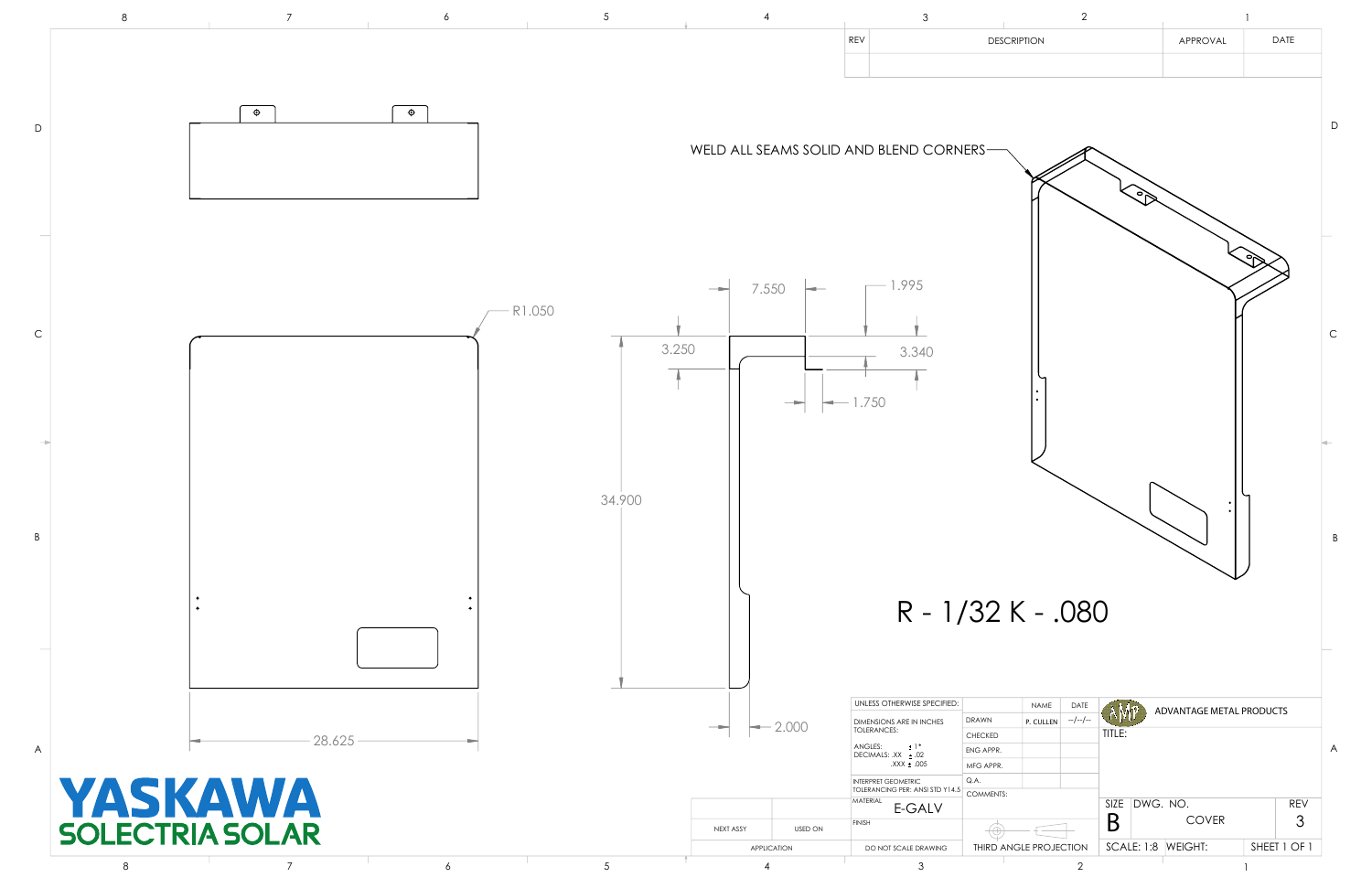| REV | DESCRIPTION | APPROVAL | DATE |
|---|---|---|---|
| | | | |

WELD ALL SEAMS SOLID AND BLEND CORNERS

R1.050

7.550

1.995

3.250

3.340

1.750

34.900

28.625

2.000

R - 1/32 K - .080

| UNLESS OTHERWISE SPECIFIED: | | NAME | DATE |
|---|---|---|---|
| DIMENSIONS ARE IN INCHES TOLERANCES: | DRAWN | P. CULLEN | --/--/-- |
| ANGLES: ± 1° DECIMALS: .XX ± .02 .XXX ± .005 | CHECKED | | |
| | ENG APPR. | | |
| | MFG APPR. | | |
| INTERPRET GEOMETRIC TOLERANCING PER: ANSI STD Y14.5 | Q.A. | | |
| MATERIAL E-GALV | COMMENTS: | | |
| FINISH | | | |
| DO NOT SCALE DRAWING | THIRD ANGLE PROJECTION | | |

| NEXT ASSY | USED ON |
|---|---|
| APPLICATION | |

ADVANTAGE METAL PRODUCTS

TITLE:

| SIZE | DWG. NO. | REV |
|---|---|---|
| B | COVER | 3 |
| SCALE: 1:8 | WEIGHT: | SHEET 1 OF 1 |

YASKAWA SOLECTRIA SOLAR